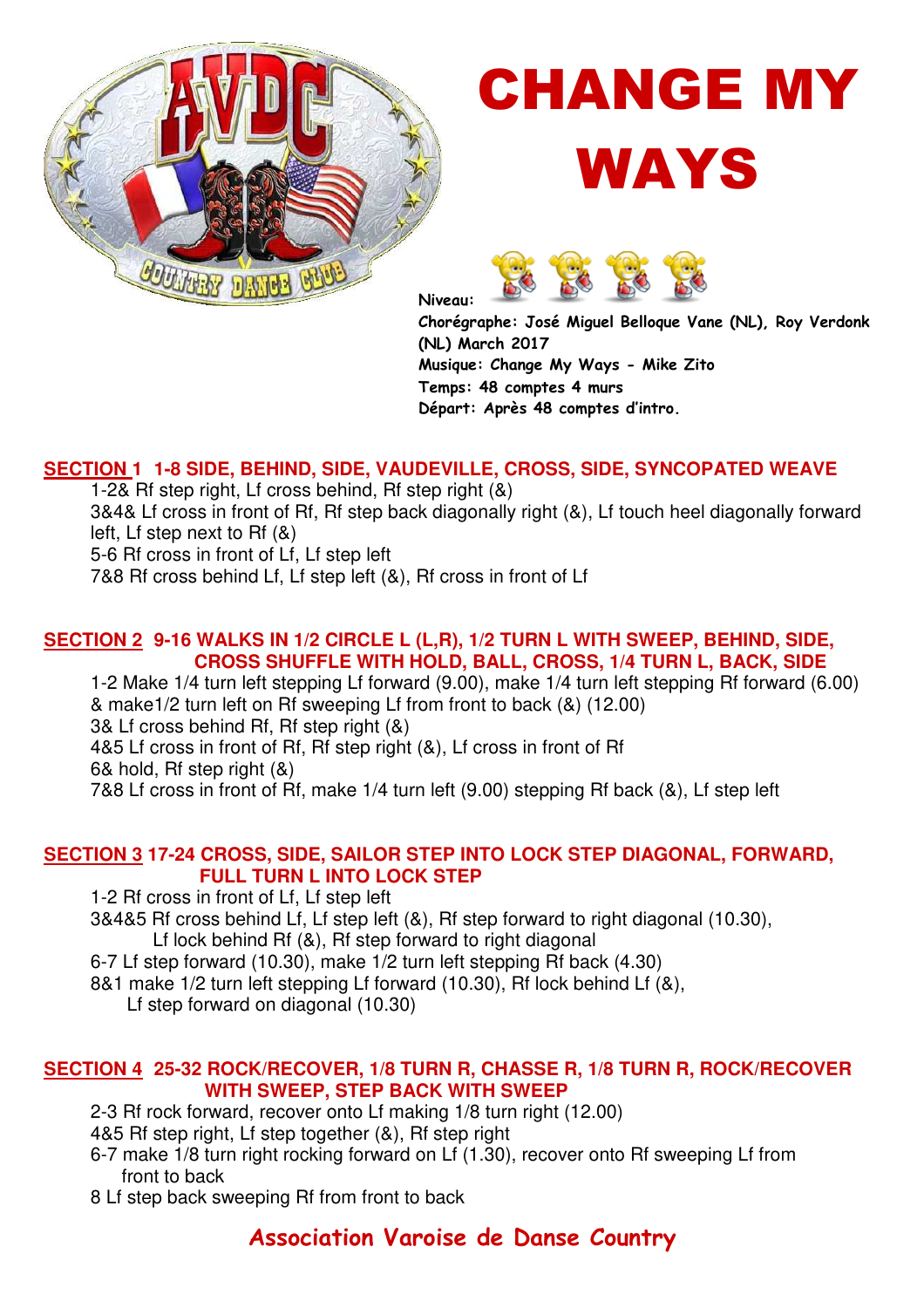# CHANGE MY WAYS

**Niveau:**

**Chorégraphe: José Miguel Belloque Vane (NL), Roy Verdonk (NL) March 2017**
**Musique: Change My Ways - Mike Zito**
**Temps: 48 comptes 4 murs**
**Départ: Après 48 comptes d'intro.**

## SECTION 1 1-8 SIDE, BEHIND, SIDE, VAUDEVILLE, CROSS, SIDE, SYNCOPATED WEAVE

1-2& Rf step right, Lf cross behind, Rf step right (&)
3&4& Lf cross in front of Rf, Rf step back diagonally right (&), Lf touch heel diagonally forward left, Lf step next to Rf (&)
5-6 Rf cross in front of Lf, Lf step left
7&8 Rf cross behind Lf, Lf step left (&), Rf cross in front of Lf

## SECTION 2 9-16 WALKS IN 1/2 CIRCLE L (L,R), 1/2 TURN L WITH SWEEP, BEHIND, SIDE, CROSS SHUFFLE WITH HOLD, BALL, CROSS, 1/4 TURN L, BACK, SIDE

1-2 Make 1/4 turn left stepping Lf forward (9.00), make 1/4 turn left stepping Rf forward (6.00)
& make1/2 turn left on Rf sweeping Lf from front to back (&) (12.00)
3& Lf cross behind Rf, Rf step right (&)
4&5 Lf cross in front of Rf, Rf step right (&), Lf cross in front of Rf
6& hold, Rf step right (&)
7&8 Lf cross in front of Rf, make 1/4 turn left (9.00) stepping Rf back (&), Lf step left

## SECTION 3 17-24 CROSS, SIDE, SAILOR STEP INTO LOCK STEP DIAGONAL, FORWARD, FULL TURN L INTO LOCK STEP

1-2 Rf cross in front of Lf, Lf step left
3&4&5 Rf cross behind Lf, Lf step left (&), Rf step forward to right diagonal (10.30), Lf lock behind Rf (&), Rf step forward to right diagonal
6-7 Lf step forward (10.30), make 1/2 turn left stepping Rf back (4.30)
8&1 make 1/2 turn left stepping Lf forward (10.30), Rf lock behind Lf (&), Lf step forward on diagonal (10.30)

## SECTION 4 25-32 ROCK/RECOVER, 1/8 TURN R, CHASSE R, 1/8 TURN R, ROCK/RECOVER WITH SWEEP, STEP BACK WITH SWEEP

2-3 Rf rock forward, recover onto Lf making 1/8 turn right (12.00)
4&5 Rf step right, Lf step together (&), Rf step right
6-7 make 1/8 turn right rocking forward on Lf (1.30), recover onto Rf sweeping Lf from front to back
8 Lf step back sweeping Rf from front to back

**Association Varoise de Danse Country**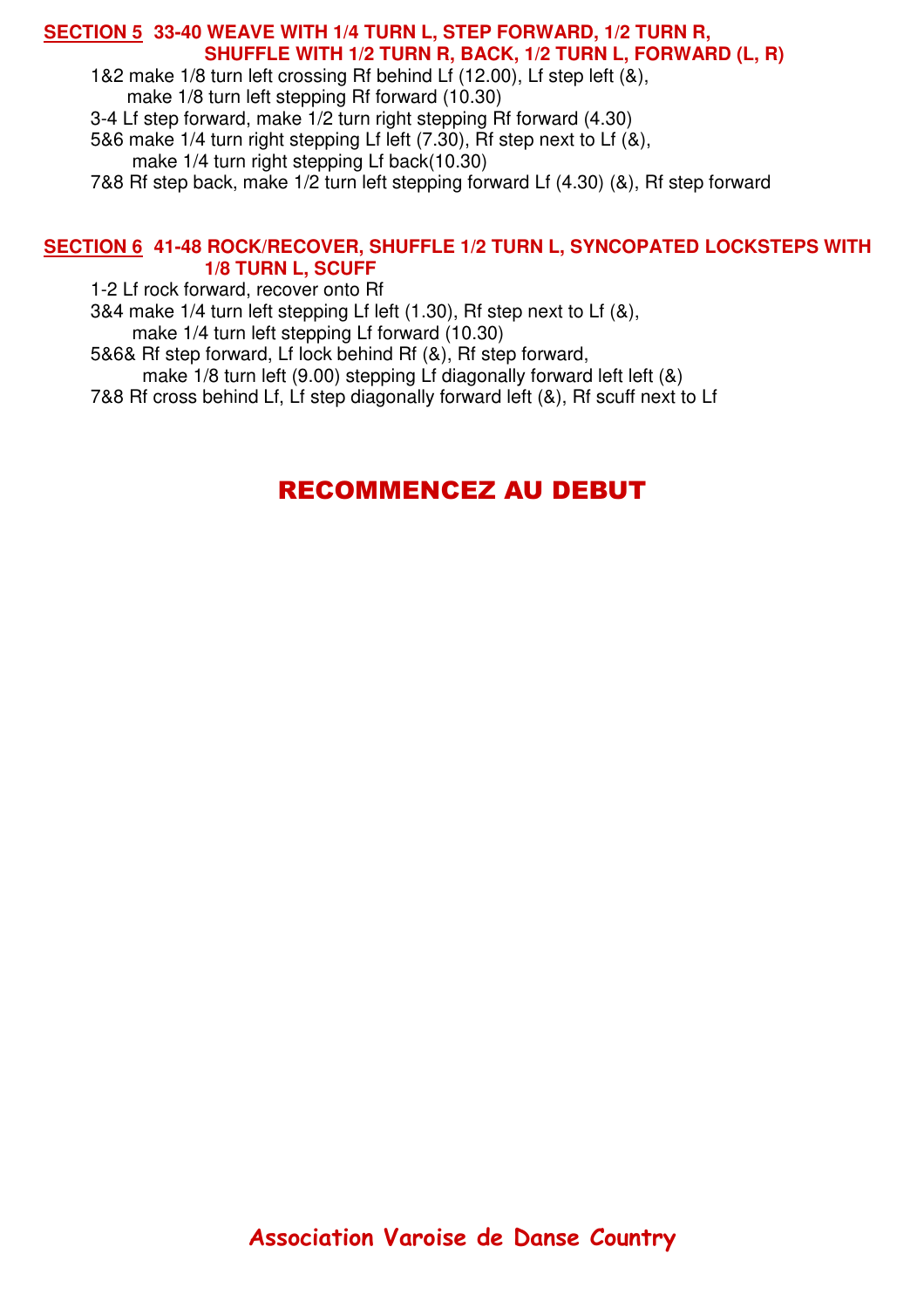**SECTION 5 33-40 WEAVE WITH 1/4 TURN L, STEP FORWARD, 1/2 TURN R, SHUFFLE WITH 1/2 TURN R, BACK, 1/2 TURN L, FORWARD (L, R)**

1&2 make 1/8 turn left crossing Rf behind Lf (12.00), Lf step left (&),
make 1/8 turn left stepping Rf forward (10.30)
3-4 Lf step forward, make 1/2 turn right stepping Rf forward (4.30)
5&6 make 1/4 turn right stepping Lf left (7.30), Rf step next to Lf (&),
make 1/4 turn right stepping Lf back(10.30)
7&8 Rf step back, make 1/2 turn left stepping forward Lf (4.30) (&), Rf step forward

**SECTION 6 41-48 ROCK/RECOVER, SHUFFLE 1/2 TURN L, SYNCOPATED LOCKSTEPS WITH 1/8 TURN L, SCUFF**

1-2 Lf rock forward, recover onto Rf
3&4 make 1/4 turn left stepping Lf left (1.30), Rf step next to Lf (&),
make 1/4 turn left stepping Lf forward (10.30)
5&6& Rf step forward, Lf lock behind Rf (&), Rf step forward,
make 1/8 turn left (9.00) stepping Lf diagonally forward left left (&)
7&8 Rf cross behind Lf, Lf step diagonally forward left (&), Rf scuff next to Lf

## RECOMMENCEZ AU DEBUT

**Association Varoise de Danse Country**